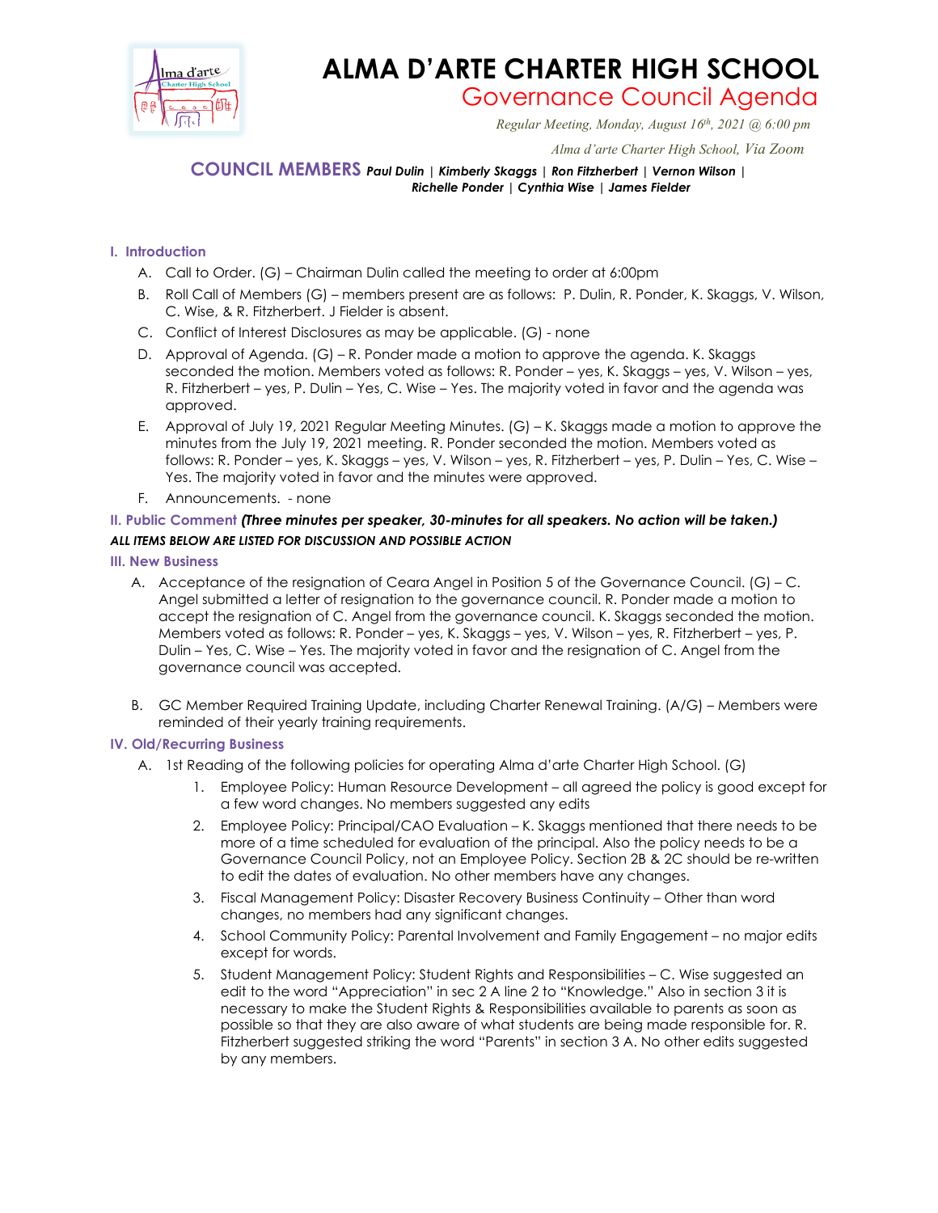# ALMA D'ARTE CHARTER HIGH SCHOOL

## Governance Council Agenda

*Regular Meeting, Monday, August 16th, 2021 @ 6:00 pm*

*Alma d'arte Charter High School, Via Zoom*

**COUNCIL MEMBERS** ***Paul Dulin | Kimberly Skaggs | Ron Fitzherbert | Vernon Wilson | Richelle Ponder | Cynthia Wise | James Fielder***

### I. Introduction

A. Call to Order. (G) – Chairman Dulin called the meeting to order at 6:00pm

B. Roll Call of Members (G) – members present are as follows: P. Dulin, R. Ponder, K. Skaggs, V. Wilson, C. Wise, & R. Fitzherbert. J Fielder is absent.

C. Conflict of Interest Disclosures as may be applicable. (G) - none

D. Approval of Agenda. (G) – R. Ponder made a motion to approve the agenda. K. Skaggs seconded the motion. Members voted as follows: R. Ponder – yes, K. Skaggs – yes, V. Wilson – yes, R. Fitzherbert – yes, P. Dulin – Yes, C. Wise – Yes. The majority voted in favor and the agenda was approved.

E. Approval of July 19, 2021 Regular Meeting Minutes. (G) – K. Skaggs made a motion to approve the minutes from the July 19, 2021 meeting. R. Ponder seconded the motion. Members voted as follows: R. Ponder – yes, K. Skaggs – yes, V. Wilson – yes, R. Fitzherbert – yes, P. Dulin – Yes, C. Wise – Yes. The majority voted in favor and the minutes were approved.

F. Announcements. - none

### II. Public Comment *(Three minutes per speaker, 30-minutes for all speakers. No action will be taken.)*

***ALL ITEMS BELOW ARE LISTED FOR DISCUSSION AND POSSIBLE ACTION***

### III. New Business

A. Acceptance of the resignation of Ceara Angel in Position 5 of the Governance Council. (G) – C. Angel submitted a letter of resignation to the governance council. R. Ponder made a motion to accept the resignation of C. Angel from the governance council. K. Skaggs seconded the motion. Members voted as follows: R. Ponder – yes, K. Skaggs – yes, V. Wilson – yes, R. Fitzherbert – yes, P. Dulin – Yes, C. Wise – Yes. The majority voted in favor and the resignation of C. Angel from the governance council was accepted.

B. GC Member Required Training Update, including Charter Renewal Training. (A/G) – Members were reminded of their yearly training requirements.

### IV. Old/Recurring Business

A. 1st Reading of the following policies for operating Alma d'arte Charter High School. (G)

1. Employee Policy: Human Resource Development – all agreed the policy is good except for a few word changes. No members suggested any edits
2. Employee Policy: Principal/CAO Evaluation – K. Skaggs mentioned that there needs to be more of a time scheduled for evaluation of the principal. Also the policy needs to be a Governance Council Policy, not an Employee Policy. Section 2B & 2C should be re-written to edit the dates of evaluation. No other members have any changes.
3. Fiscal Management Policy: Disaster Recovery Business Continuity – Other than word changes, no members had any significant changes.
4. School Community Policy: Parental Involvement and Family Engagement – no major edits except for words.
5. Student Management Policy: Student Rights and Responsibilities – C. Wise suggested an edit to the word "Appreciation" in sec 2 A line 2 to "Knowledge." Also in section 3 it is necessary to make the Student Rights & Responsibilities available to parents as soon as possible so that they are also aware of what students are being made responsible for. R. Fitzherbert suggested striking the word "Parents" in section 3 A. No other edits suggested by any members.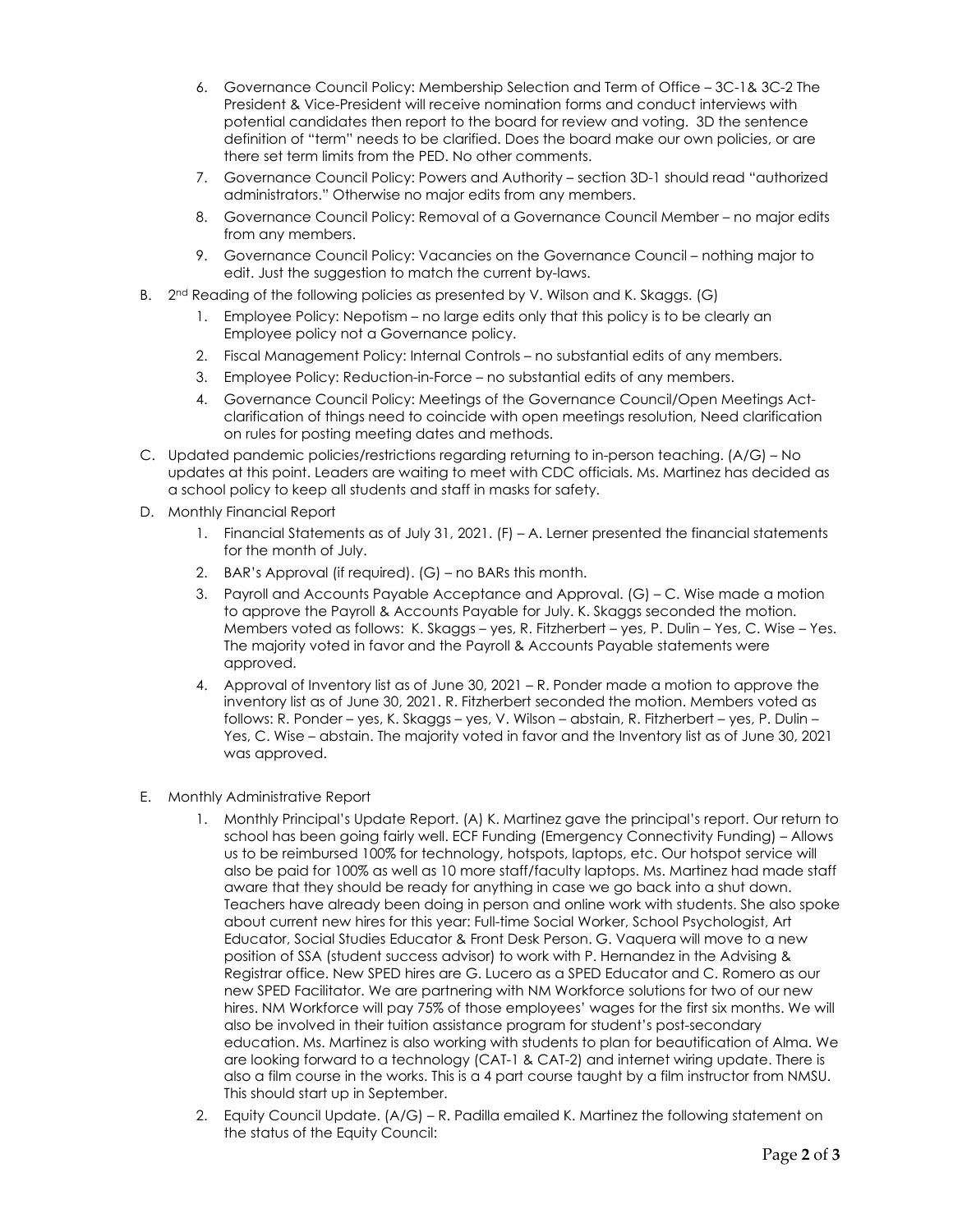6. Governance Council Policy: Membership Selection and Term of Office – 3C-1& 3C-2 The President & Vice-President will receive nomination forms and conduct interviews with potential candidates then report to the board for review and voting. 3D the sentence definition of "term" needs to be clarified. Does the board make our own policies, or are there set term limits from the PED. No other comments.
7. Governance Council Policy: Powers and Authority – section 3D-1 should read "authorized administrators." Otherwise no major edits from any members.
8. Governance Council Policy: Removal of a Governance Council Member – no major edits from any members.
9. Governance Council Policy: Vacancies on the Governance Council – nothing major to edit. Just the suggestion to match the current by-laws.

B. 2nd Reading of the following policies as presented by V. Wilson and K. Skaggs. (G)
   1. Employee Policy: Nepotism – no large edits only that this policy is to be clearly an Employee policy not a Governance policy.
   2. Fiscal Management Policy: Internal Controls – no substantial edits of any members.
   3. Employee Policy: Reduction-in-Force – no substantial edits of any members.
   4. Governance Council Policy: Meetings of the Governance Council/Open Meetings Act-clarification of things need to coincide with open meetings resolution, Need clarification on rules for posting meeting dates and methods.

C. Updated pandemic policies/restrictions regarding returning to in-person teaching. (A/G) – No updates at this point. Leaders are waiting to meet with CDC officials. Ms. Martinez has decided as a school policy to keep all students and staff in masks for safety.

D. Monthly Financial Report
   1. Financial Statements as of July 31, 2021. (F) – A. Lerner presented the financial statements for the month of July.
   2. BAR's Approval (if required). (G) – no BARs this month.
   3. Payroll and Accounts Payable Acceptance and Approval. (G) – C. Wise made a motion to approve the Payroll & Accounts Payable for July. K. Skaggs seconded the motion. Members voted as follows: K. Skaggs – yes, R. Fitzherbert – yes, P. Dulin – Yes, C. Wise – Yes. The majority voted in favor and the Payroll & Accounts Payable statements were approved.
   4. Approval of Inventory list as of June 30, 2021 – R. Ponder made a motion to approve the inventory list as of June 30, 2021. R. Fitzherbert seconded the motion. Members voted as follows: R. Ponder – yes, K. Skaggs – yes, V. Wilson – abstain, R. Fitzherbert – yes, P. Dulin – Yes, C. Wise – abstain. The majority voted in favor and the Inventory list as of June 30, 2021 was approved.

E. Monthly Administrative Report
   1. Monthly Principal's Update Report. (A) K. Martinez gave the principal's report. Our return to school has been going fairly well. ECF Funding (Emergency Connectivity Funding) – Allows us to be reimbursed 100% for technology, hotspots, laptops, etc. Our hotspot service will also be paid for 100% as well as 10 more staff/faculty laptops. Ms. Martinez had made staff aware that they should be ready for anything in case we go back into a shut down. Teachers have already been doing in person and online work with students. She also spoke about current new hires for this year: Full-time Social Worker, School Psychologist, Art Educator, Social Studies Educator & Front Desk Person. G. Vaquera will move to a new position of SSA (student success advisor) to work with P. Hernandez in the Advising & Registrar office. New SPED hires are G. Lucero as a SPED Educator and C. Romero as our new SPED Facilitator. We are partnering with NM Workforce solutions for two of our new hires. NM Workforce will pay 75% of those employees' wages for the first six months. We will also be involved in their tuition assistance program for student's post-secondary education. Ms. Martinez is also working with students to plan for beautification of Alma. We are looking forward to a technology (CAT-1 & CAT-2) and internet wiring update. There is also a film course in the works. This is a 4 part course taught by a film instructor from NMSU. This should start up in September.
   2. Equity Council Update. (A/G) – R. Padilla emailed K. Martinez the following statement on the status of the Equity Council: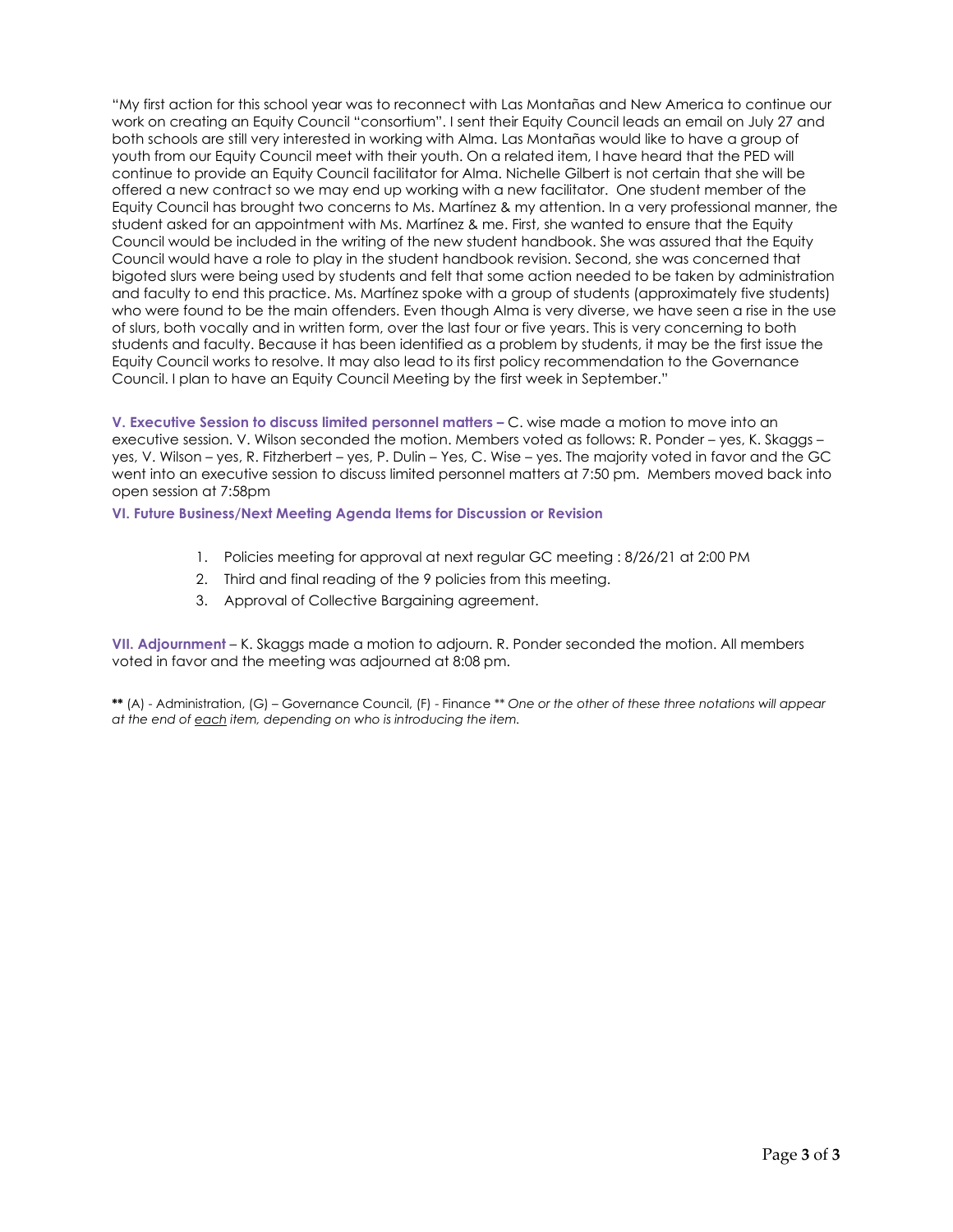"My first action for this school year was to reconnect with Las Montañas and New America to continue our work on creating an Equity Council "consortium". I sent their Equity Council leads an email on July 27 and both schools are still very interested in working with Alma. Las Montañas would like to have a group of youth from our Equity Council meet with their youth. On a related item, I have heard that the PED will continue to provide an Equity Council facilitator for Alma. Nichelle Gilbert is not certain that she will be offered a new contract so we may end up working with a new facilitator. One student member of the Equity Council has brought two concerns to Ms. Martínez & my attention. In a very professional manner, the student asked for an appointment with Ms. Martínez & me. First, she wanted to ensure that the Equity Council would be included in the writing of the new student handbook. She was assured that the Equity Council would have a role to play in the student handbook revision. Second, she was concerned that bigoted slurs were being used by students and felt that some action needed to be taken by administration and faculty to end this practice. Ms. Martínez spoke with a group of students (approximately five students) who were found to be the main offenders. Even though Alma is very diverse, we have seen a rise in the use of slurs, both vocally and in written form, over the last four or five years. This is very concerning to both students and faculty. Because it has been identified as a problem by students, it may be the first issue the Equity Council works to resolve. It may also lead to its first policy recommendation to the Governance Council. I plan to have an Equity Council Meeting by the first week in September."

**V. Executive Session to discuss limited personnel matters –** C. wise made a motion to move into an executive session. V. Wilson seconded the motion. Members voted as follows: R. Ponder – yes, K. Skaggs – yes, V. Wilson – yes, R. Fitzherbert – yes, P. Dulin – Yes, C. Wise – yes. The majority voted in favor and the GC went into an executive session to discuss limited personnel matters at 7:50 pm. Members moved back into open session at 7:58pm

**VI. Future Business/Next Meeting Agenda Items for Discussion or Revision**

1. Policies meeting for approval at next regular GC meeting : 8/26/21 at 2:00 PM
2. Third and final reading of the 9 policies from this meeting.
3. Approval of Collective Bargaining agreement.

**VII. Adjournment** – K. Skaggs made a motion to adjourn. R. Ponder seconded the motion. All members voted in favor and the meeting was adjourned at 8:08 pm.

**\*\*** (A) - Administration, (G) – Governance Council, (F) - Finance ** *One or the other of these three notations will appear at the end of each item, depending on who is introducing the item.*